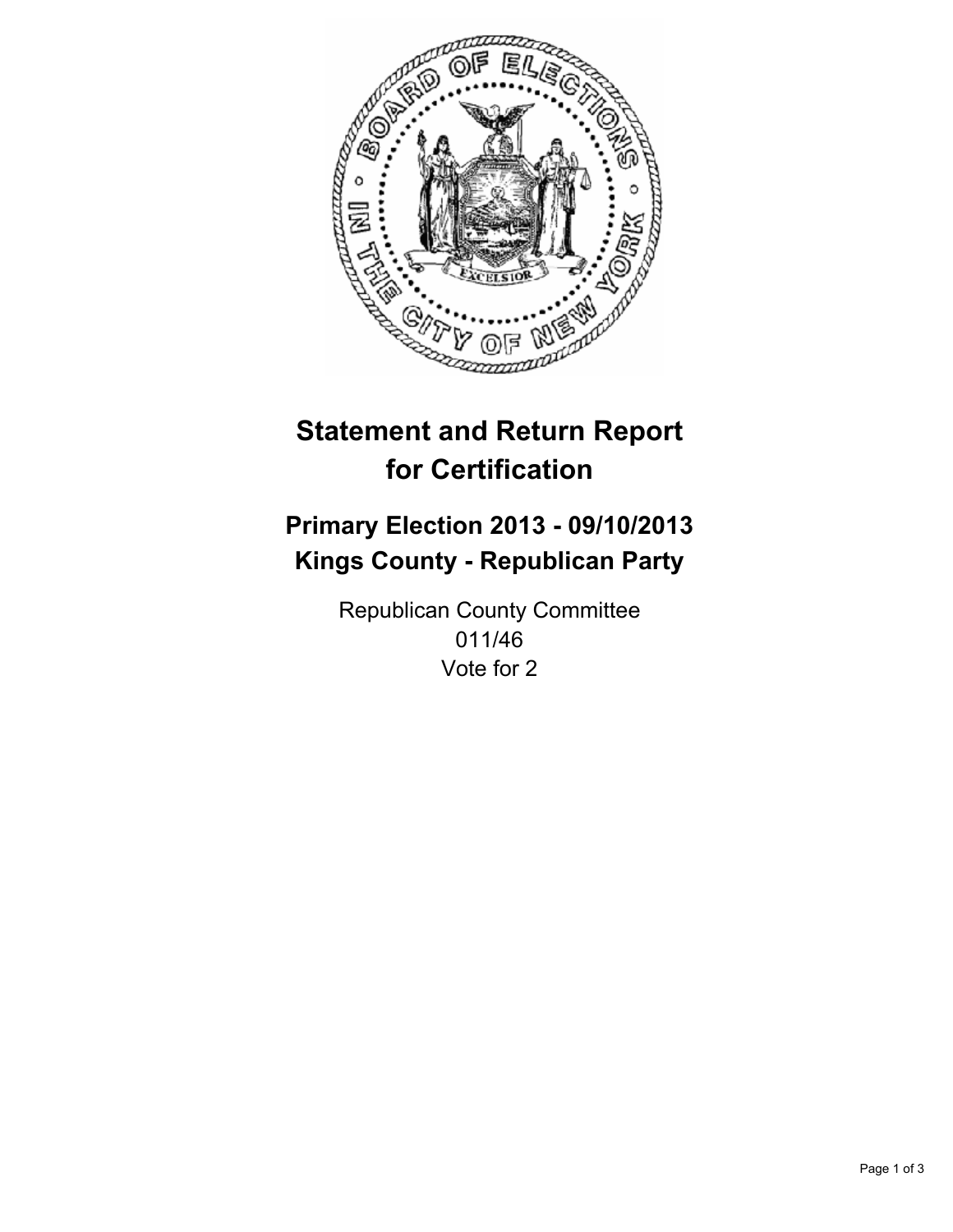# Statement and Return Report for Certification

## Primary Election 2013 - 09/10/2013
## Kings County - Republican Party

Republican County Committee
011/46
Vote for 2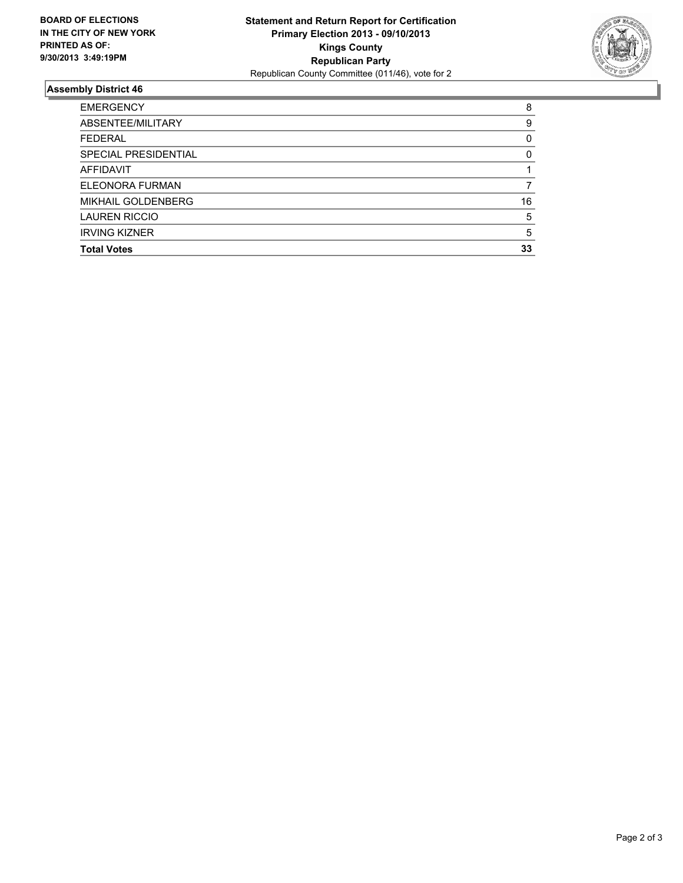**BOARD OF ELECTIONS IN THE CITY OF NEW YORK PRINTED AS OF: 9/30/2013 3:49:19PM**

**Statement and Return Report for Certification**
**Primary Election 2013 - 09/10/2013**
**Kings County**
**Republican Party**
Republican County Committee (011/46), vote for 2

## Assembly District 46

| | |
|---|---|
| EMERGENCY | 8 |
| ABSENTEE/MILITARY | 9 |
| FEDERAL | 0 |
| SPECIAL PRESIDENTIAL | 0 |
| AFFIDAVIT | 1 |
| ELEONORA FURMAN | 7 |
| MIKHAIL GOLDENBERG | 16 |
| LAUREN RICCIO | 5 |
| IRVING KIZNER | 5 |
| **Total Votes** | **33** |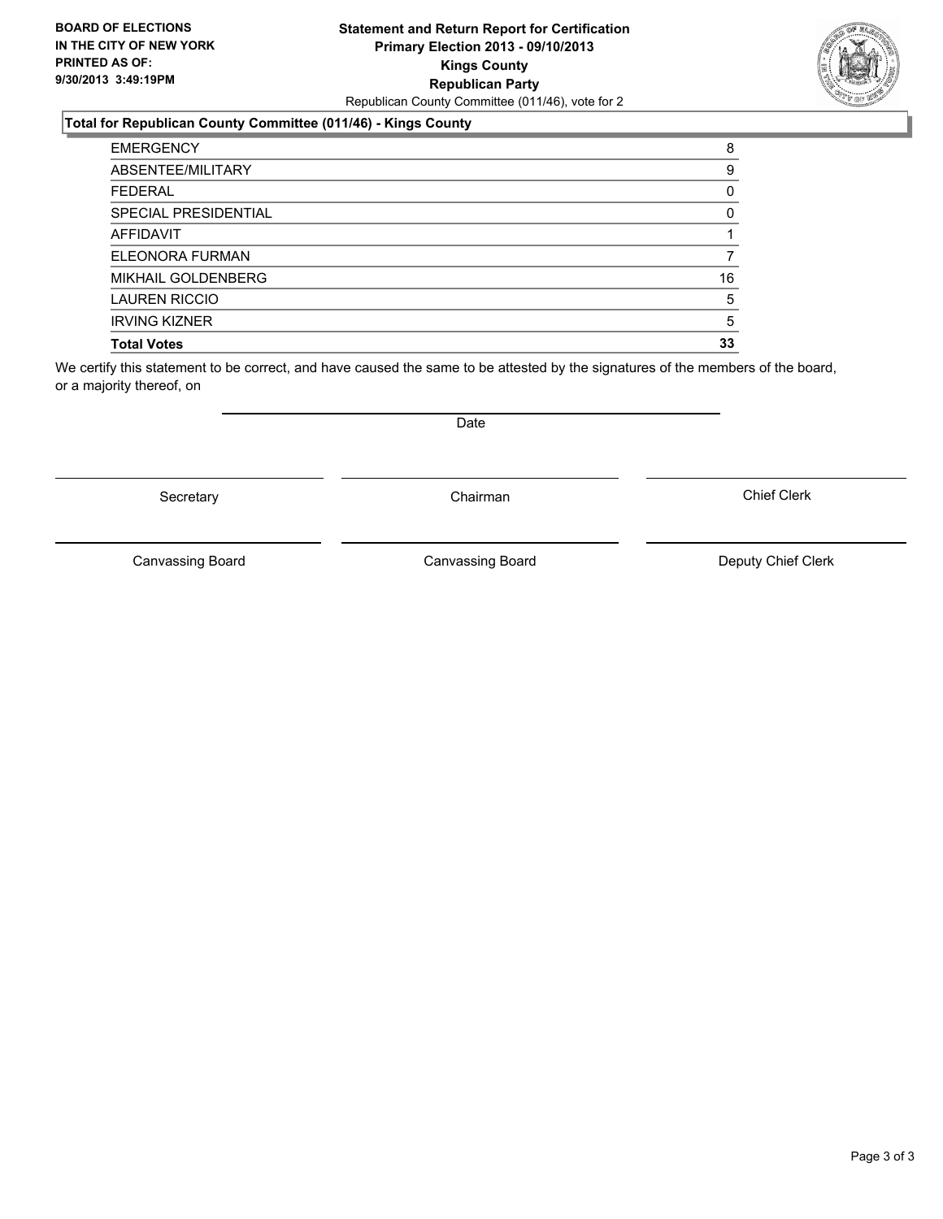**BOARD OF ELECTIONS IN THE CITY OF NEW YORK PRINTED AS OF: 9/30/2013 3:49:19PM**

**Statement and Return Report for Certification**
**Primary Election 2013 - 09/10/2013**
**Kings County**
**Republican Party**
Republican County Committee (011/46), vote for 2

### Total for Republican County Committee (011/46) - Kings County

| | |
|---|---|
| EMERGENCY | 8 |
| ABSENTEE/MILITARY | 9 |
| FEDERAL | 0 |
| SPECIAL PRESIDENTIAL | 0 |
| AFFIDAVIT | 1 |
| ELEONORA FURMAN | 7 |
| MIKHAIL GOLDENBERG | 16 |
| LAUREN RICCIO | 5 |
| IRVING KIZNER | 5 |
| **Total Votes** | **33** |

We certify this statement to be correct, and have caused the same to be attested by the signatures of the members of the board, or a majority thereof, on

Date

Secretary | Chairman | Chief Clerk

Canvassing Board | Canvassing Board | Deputy Chief Clerk